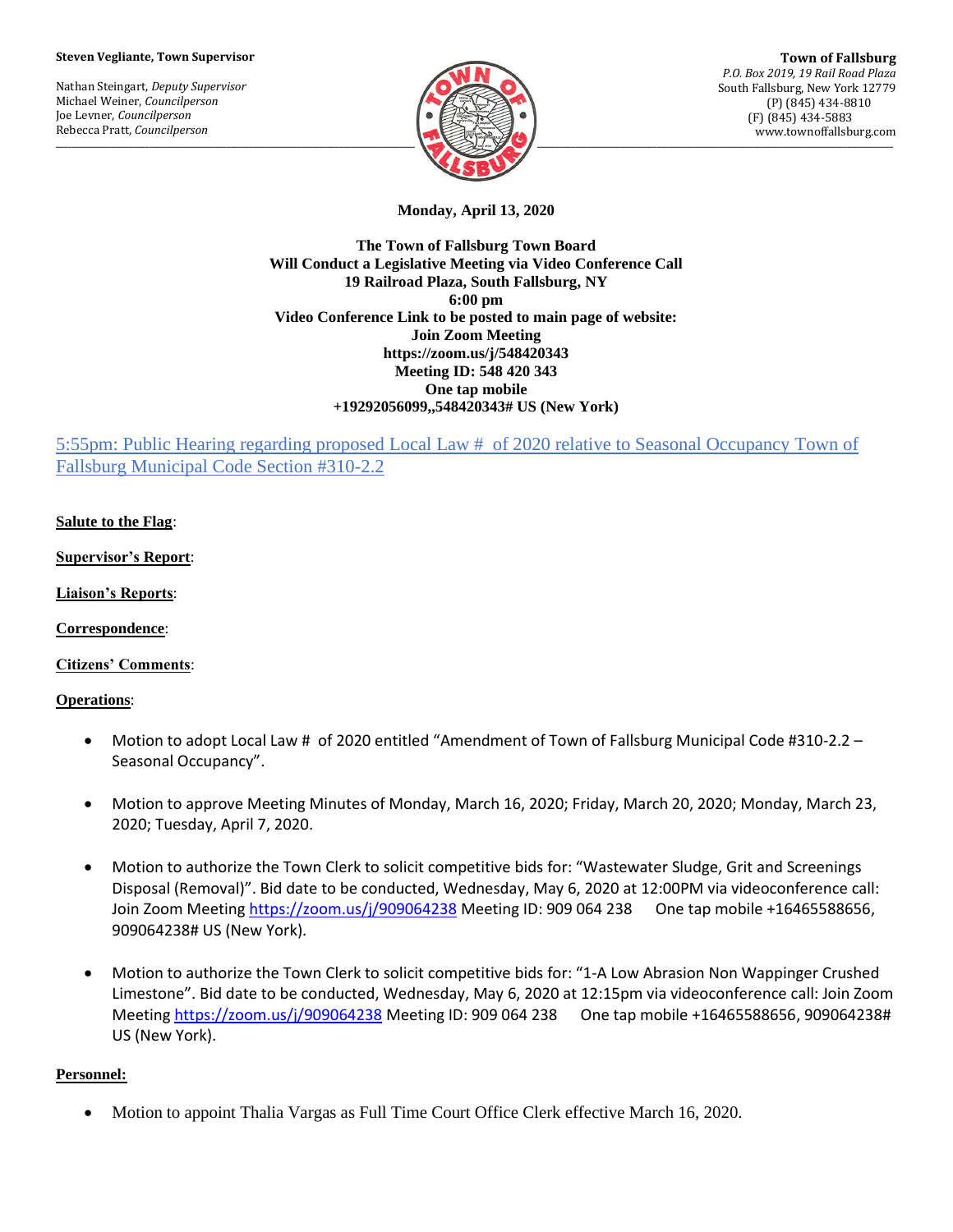**Steven Vegliante, Town Supervisor**

Nathan Steingart, *Deputy Supervisor*
Michael Weiner, *Councilperson*
Joe Levner, *Councilperson*
Rebecca Pratt, *Councilperson*

**Town of Fallsburg**
*P.O. Box 2019, 19 Rail Road Plaza*
South Fallsburg, New York 12779
(P) (845) 434-8810
(F) (845) 434-5883
www.townoffallsburg.com

**Monday, April 13, 2020**

**The Town of Fallsburg Town Board**
**Will Conduct a Legislative Meeting via Video Conference Call**
**19 Railroad Plaza, South Fallsburg, NY**
**6:00 pm**
**Video Conference Link to be posted to main page of website:**
**Join Zoom Meeting**
**https://zoom.us/j/548420343**
**Meeting ID: 548 420 343**
**One tap mobile**
**+19292056099,,548420343# US (New York)**

5:55pm: Public Hearing regarding proposed Local Law # of 2020 relative to Seasonal Occupancy Town of Fallsburg Municipal Code Section #310-2.2

**Salute to the Flag**:

**Supervisor's Report**:

**Liaison's Reports**:

**Correspondence**:

**Citizens' Comments**:

**Operations**:

- Motion to adopt Local Law # of 2020 entitled "Amendment of Town of Fallsburg Municipal Code #310-2.2 – Seasonal Occupancy".
- Motion to approve Meeting Minutes of Monday, March 16, 2020; Friday, March 20, 2020; Monday, March 23, 2020; Tuesday, April 7, 2020.
- Motion to authorize the Town Clerk to solicit competitive bids for: "Wastewater Sludge, Grit and Screenings Disposal (Removal)". Bid date to be conducted, Wednesday, May 6, 2020 at 12:00PM via videoconference call: Join Zoom Meeting https://zoom.us/j/909064238 Meeting ID: 909 064 238 One tap mobile +16465588656, 909064238# US (New York).
- Motion to authorize the Town Clerk to solicit competitive bids for: "1-A Low Abrasion Non Wappinger Crushed Limestone". Bid date to be conducted, Wednesday, May 6, 2020 at 12:15pm via videoconference call: Join Zoom Meeting https://zoom.us/j/909064238 Meeting ID: 909 064 238 One tap mobile +16465588656, 909064238# US (New York).

**Personnel:**

- Motion to appoint Thalia Vargas as Full Time Court Office Clerk effective March 16, 2020.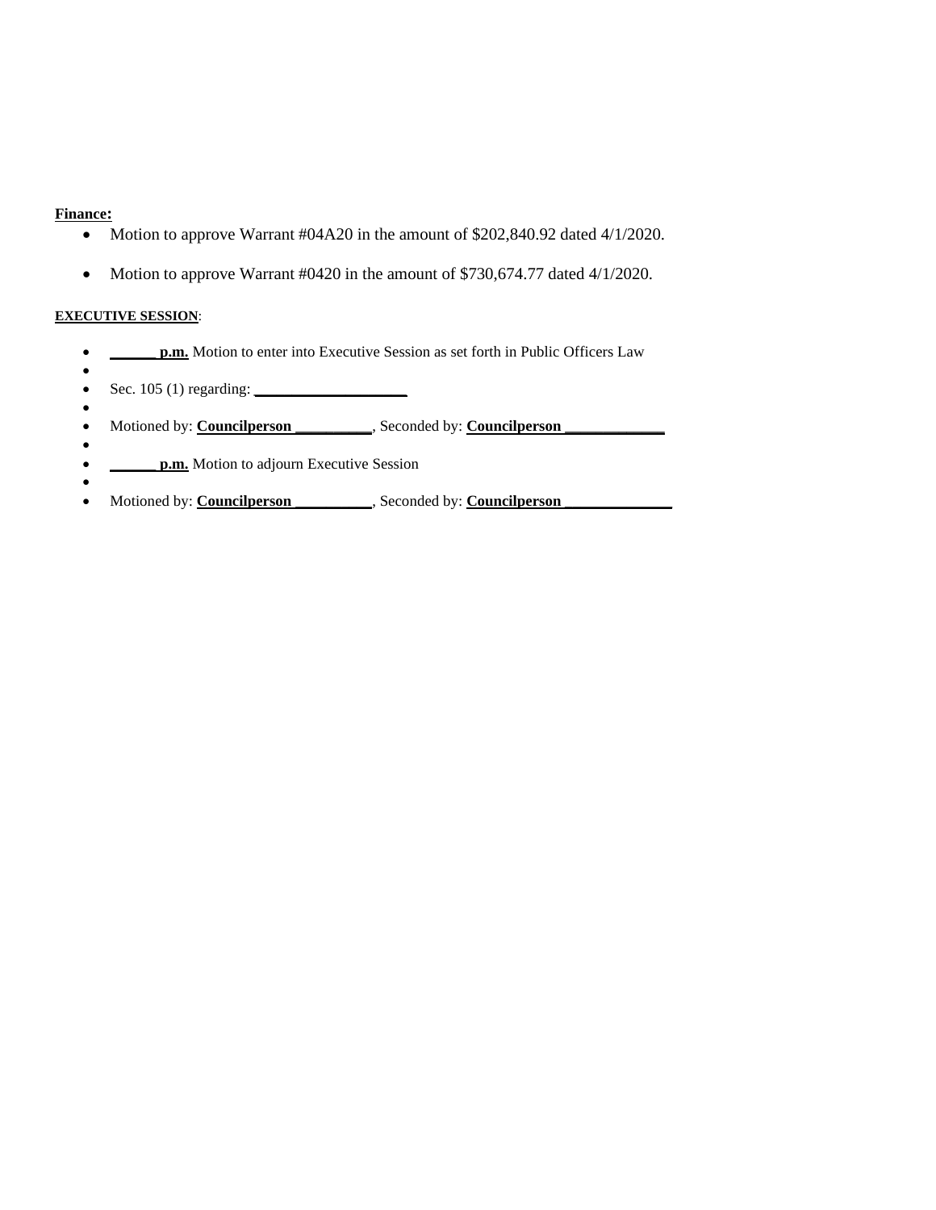**Finance:**

- Motion to approve Warrant #04A20 in the amount of $202,840.92 dated 4/1/2020.
- Motion to approve Warrant #0420 in the amount of $730,674.77 dated 4/1/2020.

**EXECUTIVE SESSION**:

- **______ p.m.** Motion to enter into Executive Session as set forth in Public Officers Law
- 
- Sec. 105 (1) regarding: **____________________**
- 
- Motioned by: **Councilperson __________**, Seconded by: **Councilperson _____________**
- 
- **______ p.m.** Motion to adjourn Executive Session
- 
- Motioned by: **Councilperson __________**, Seconded by: **Councilperson ______________**